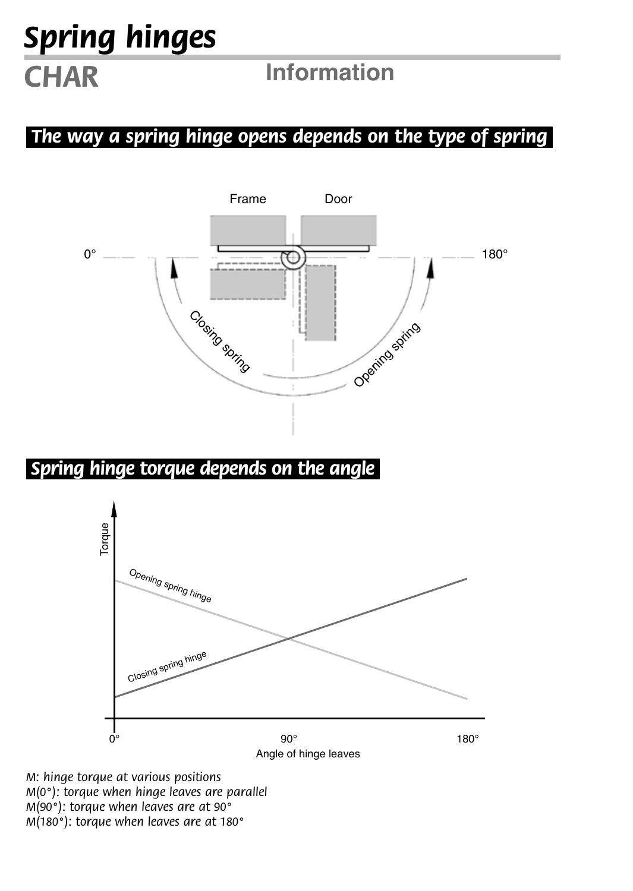# Spring hinges

## CHAR

Information

### The way a spring hinge opens depends on the type of spring

Frame Door

0° 180°

Closing spring Opening spring

### Spring hinge torque depends on the angle

Torque

Opening spring hinge

Closing spring hinge

0° 90° 180°

Angle of hinge leaves

*M: hinge torque at various positions*
*M(0°): torque when hinge leaves are parallel*
*M(90°): torque when leaves are at 90°*
*M(180°): torque when leaves are at 180°*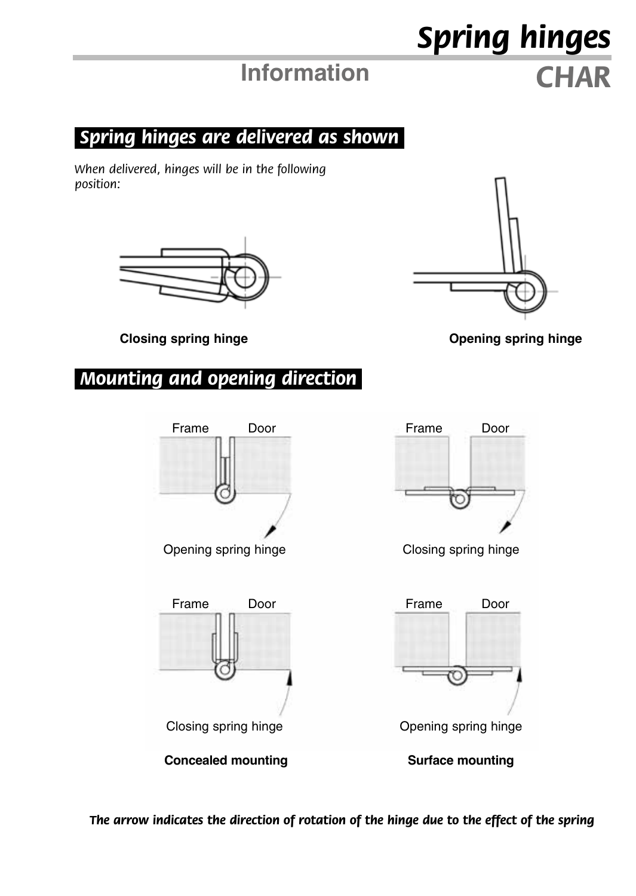# Spring hinges

## Information

## CHAR

### Spring hinges are delivered as shown

*When delivered, hinges will be in the following position:*

**Closing spring hinge**

**Opening spring hinge**

### Mounting and opening direction

Frame Door

Opening spring hinge

Frame Door

Closing spring hinge

Frame Door

Closing spring hinge

Frame Door

Opening spring hinge

**Concealed mounting**

**Surface mounting**

***The arrow indicates the direction of rotation of the hinge due to the effect of the spring***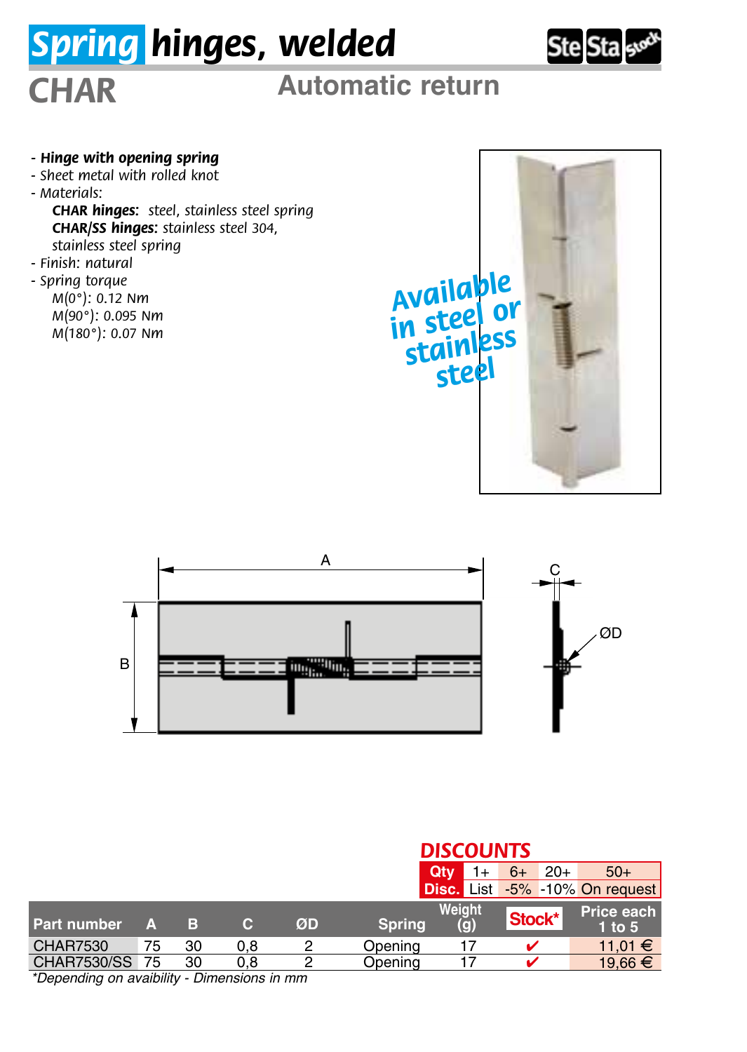# Spring hinges, welded

## CHAR

### Automatic return

- **Hinge with opening spring**
- Sheet metal with rolled knot
- Materials:
  **CHAR hinges:** steel, stainless steel spring
  **CHAR/SS hinges:** stainless steel 304, stainless steel spring
- Finish: natural
- Spring torque
  M(0°): 0.12 Nm
  M(90°): 0.095 Nm
  M(180°): 0.07 Nm

Available in steel or stainless steel

**DISCOUNTS**

| Qty | 1+ | 6+ | 20+ | 50+ |
|---|---|---|---|---|
| Disc. | List | -5% | -10% | On request |

| Part number | A | B | C | ØD | Spring | Weight (g) | Stock* | Price each 1 to 5 |
|---|---|---|---|---|---|---|---|---|
| CHAR7530 | 75 | 30 | 0,8 | 2 | Opening | 17 | ✔ | 11,01 € |
| CHAR7530/SS | 75 | 30 | 0,8 | 2 | Opening | 17 | ✔ | 19,66 € |

*Depending on avaibility - Dimensions in mm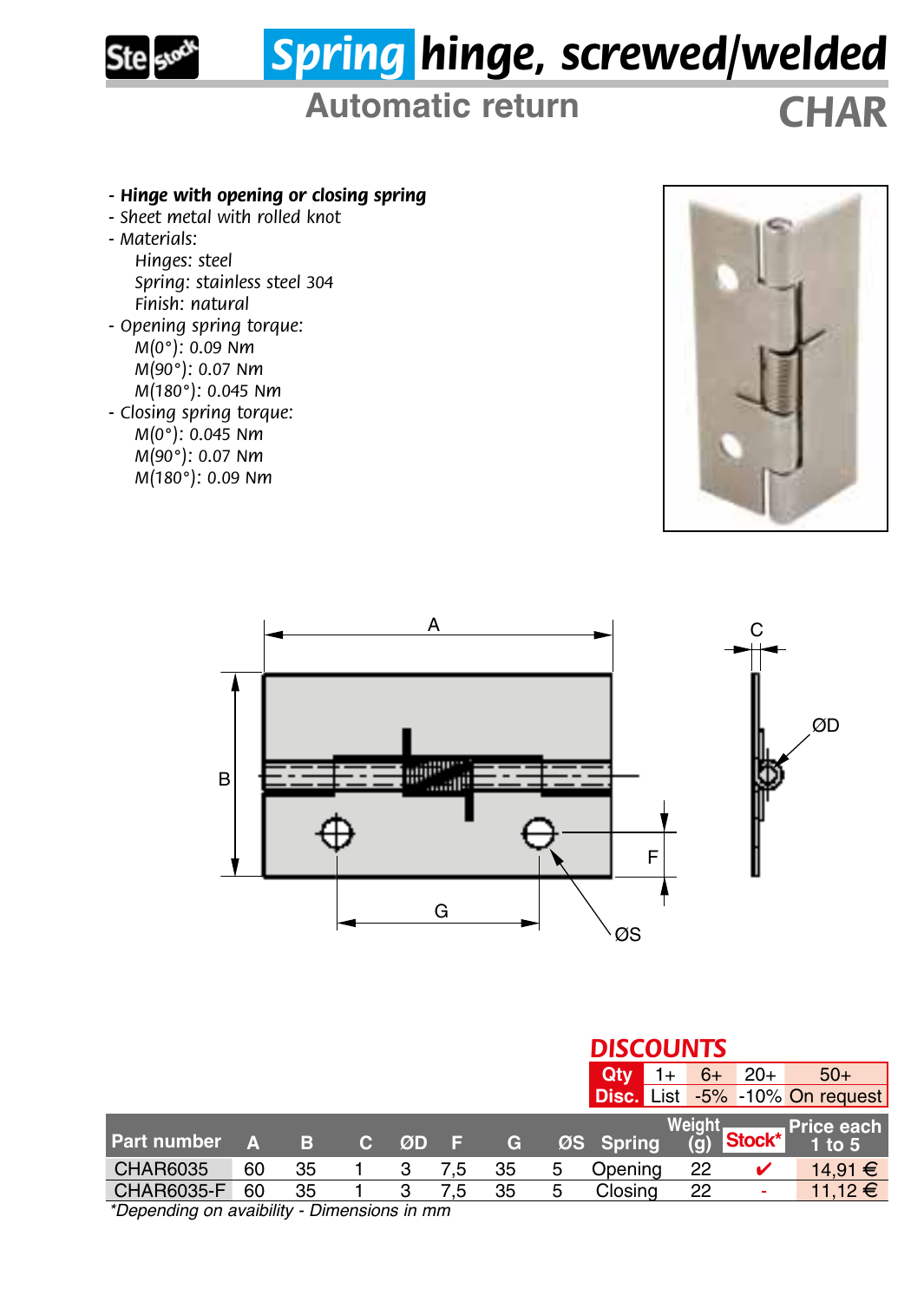# Spring hinge, screwed/welded

## Automatic return

## CHAR

- **Hinge with opening or closing spring**
- Sheet metal with rolled knot
- Materials:
  - Hinges: steel
  - Spring: stainless steel 304
  - Finish: natural
- Opening spring torque:
  - M(0°): 0.09 Nm
  - M(90°): 0.07 Nm
  - M(180°): 0.045 Nm
- Closing spring torque:
  - M(0°): 0.045 Nm
  - M(90°): 0.07 Nm
  - M(180°): 0.09 Nm

### DISCOUNTS

| Qty | 1+ | 6+ | 20+ | 50+ |
|---|---|---|---|---|
| Disc. | List | -5% | -10% | On request |

| Part number | A | B | C | ØD | F | G | ØS | Spring | Weight (g) | Stock* | Price each 1 to 5 |
|---|---|---|---|---|---|---|---|---|---|---|---|
| CHAR6035 | 60 | 35 | 1 | 3 | 7,5 | 35 | 5 | Opening | 22 | ✔ | 14,91 € |
| CHAR6035-F | 60 | 35 | 1 | 3 | 7,5 | 35 | 5 | Closing | 22 | - | 11,12 € |

*Depending on avaibility - Dimensions in mm*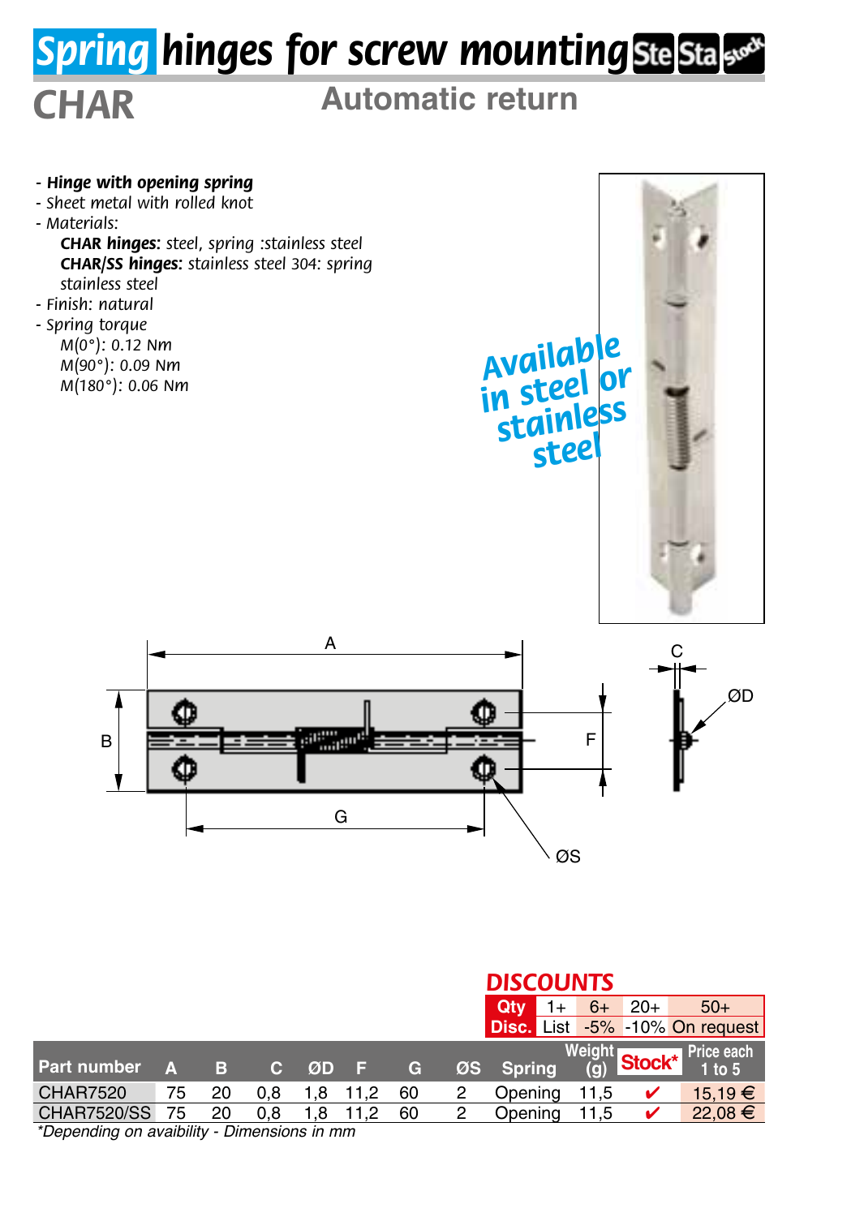# Spring hinges for screw mounting

## CHAR

### Automatic return

- **Hinge with opening spring**
- Sheet metal with rolled knot
- Materials:
  - **CHAR hinges:** steel, spring :stainless steel
  - **CHAR/SS hinges:** stainless steel 304: spring stainless steel
- Finish: natural
- Spring torque
  - M(0°): 0.12 Nm
  - M(90°): 0.09 Nm
  - M(180°): 0.06 Nm

Available in steel or stainless steel

**DISCOUNTS**

| Qty | 1+ | 6+ | 20+ | 50+ |
|---|---|---|---|---|
| Disc. | List | -5% | -10% | On request |

| Part number | A | B | C | ØD | F | G | ØS | Spring | Weight (g) | Stock* | Price each 1 to 5 |
|---|---|---|---|---|---|---|---|---|---|---|---|
| CHAR7520 | 75 | 20 | 0,8 | 1,8 | 11,2 | 60 | 2 | Opening | 11,5 | ✔ | 15,19 € |
| CHAR7520/SS | 75 | 20 | 0,8 | 1,8 | 11,2 | 60 | 2 | Opening | 11,5 | ✔ | 22,08 € |

*Depending on avaibility - Dimensions in mm*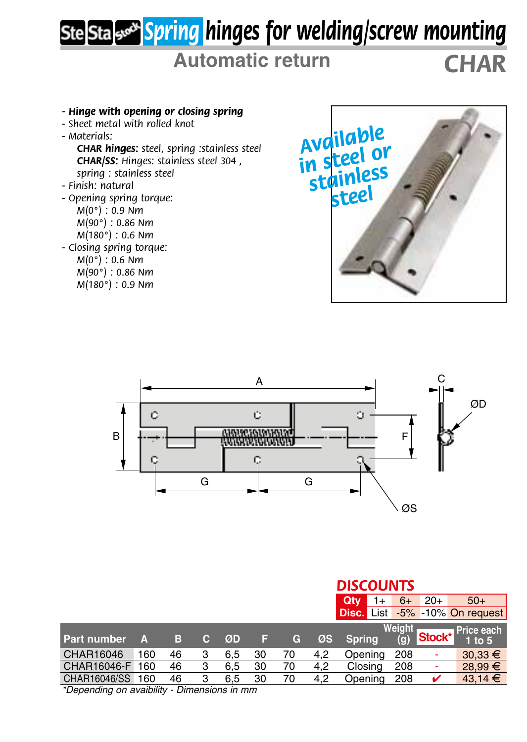# Spring hinges for welding/screw mounting

## Automatic return

## CHAR

- **Hinge with opening or closing spring**
- Sheet metal with rolled knot
- Materials:
  - **CHAR hinges**: steel, spring :stainless steel
  - **CHAR/SS**: Hinges: stainless steel 304 , spring : stainless steel
- Finish: natural
- Opening spring torque:
  - M(0°) : 0.9 Nm
  - M(90°) : 0.86 Nm
  - M(180°) : 0.6 Nm
- Closing spring torque:
  - M(0°) : 0.6 Nm
  - M(90°) : 0.86 Nm
  - M(180°) : 0.9 Nm

Available in steel or stainless steel

**DISCOUNTS**

| Qty | 1+ | 6+ | 20+ | 50+ |
|---|---|---|---|---|
| Disc. | List | -5% | -10% | On request |

| Part number | A | B | C | ØD | F | G | ØS | Spring | Weight (g) | Stock* | Price each 1 to 5 |
|---|---|---|---|---|---|---|---|---|---|---|---|
| CHAR16046 | 160 | 46 | 3 | 6,5 | 30 | 70 | 4,2 | Opening | 208 | - | 30,33 € |
| CHAR16046-F | 160 | 46 | 3 | 6,5 | 30 | 70 | 4,2 | Closing | 208 | - | 28,99 € |
| CHAR16046/SS | 160 | 46 | 3 | 6,5 | 30 | 70 | 4,2 | Opening | 208 | ✔ | 43,14 € |

*Depending on avaibility - Dimensions in mm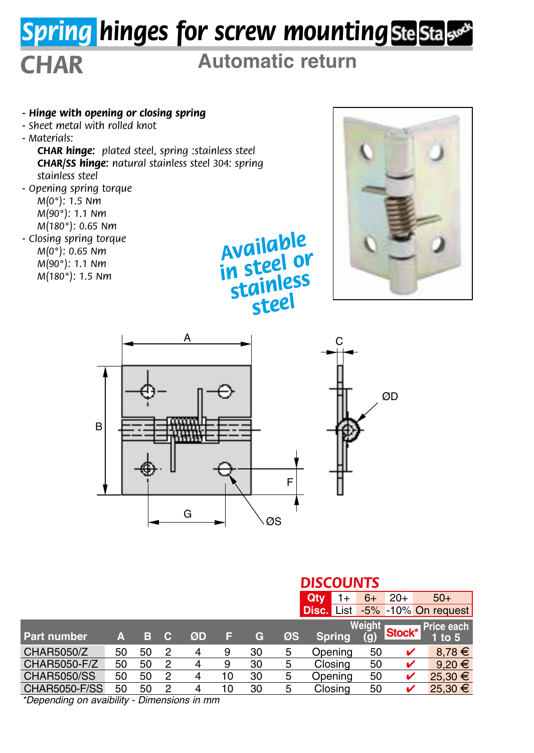# Spring hinges for screw mounting

## CHAR

### Automatic return

- **Hinge with opening or closing spring**
- Sheet metal with rolled knot
- Materials:
  **CHAR hinge**: plated steel, spring :stainless steel
  **CHAR/SS hinge**: natural stainless steel 304: spring stainless steel
- Opening spring torque
  M(0°): 1.5 Nm
  M(90°): 1.1 Nm
  M(180°): 0.65 Nm
- Closing spring torque
  M(0°): 0.65 Nm
  M(90°): 1.1 Nm
  M(180°): 1.5 Nm

Available in steel or stainless steel

**DISCOUNTS**

| Qty | 1+ | 6+ | 20+ | 50+ |
|---|---|---|---|---|
| Disc. | List | -5% | -10% | On request |

| Part number | A | B | C | ØD | F | G | ØS | Spring | Weight (g) | Stock* | Price each 1 to 5 |
|---|---|---|---|---|---|---|---|---|---|---|---|
| CHAR5050/Z | 50 | 50 | 2 | 4 | 9 | 30 | 5 | Opening | 50 | ✔ | 8,78 € |
| CHAR5050-F/Z | 50 | 50 | 2 | 4 | 9 | 30 | 5 | Closing | 50 | ✔ | 9,20 € |
| CHAR5050/SS | 50 | 50 | 2 | 4 | 10 | 30 | 5 | Opening | 50 | ✔ | 25,30 € |
| CHAR5050-F/SS | 50 | 50 | 2 | 4 | 10 | 30 | 5 | Closing | 50 | ✔ | 25,30 € |

*Depending on avaibility - Dimensions in mm*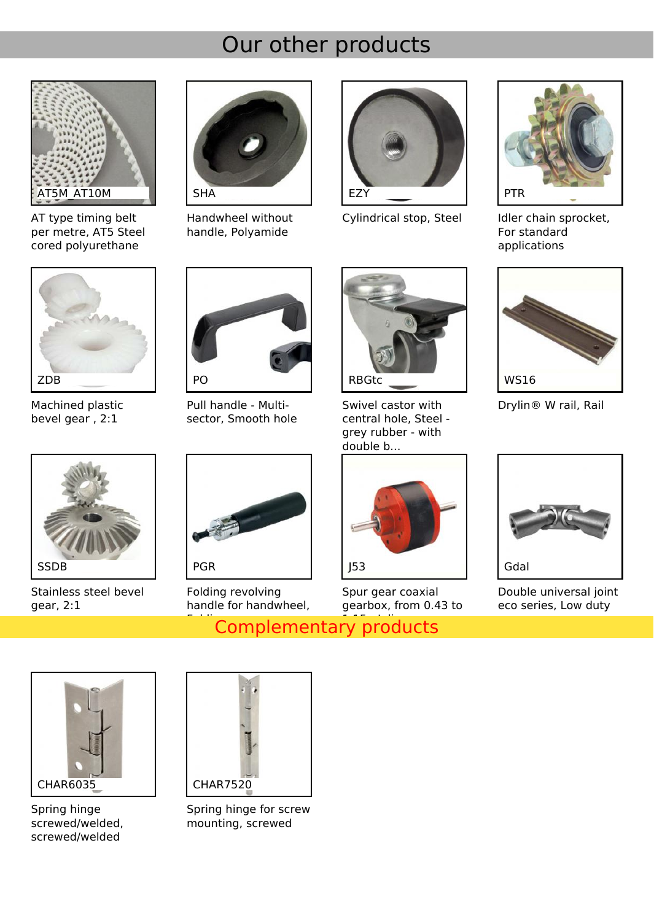# Our other products

AT5M_AT10M

AT type timing belt per metre, AT5 Steel cored polyurethane

SHA

Handwheel without handle, Polyamide

EZY

Cylindrical stop, Steel

PTR

Idler chain sprocket, For standard applications

ZDB

Machined plastic bevel gear , 2:1

PO

Pull handle - Multi-sector, Smooth hole

RBGtc

Swivel castor with central hole, Steel - grey rubber - with double b...

WS16

Drylin® W rail, Rail

SSDB

Stainless steel bevel gear, 2:1

PGR

Folding revolving handle for handwheel,

J53

Spur gear coaxial gearbox, from 0.43 to

Gdal

Double universal joint eco series, Low duty

# Complementary products

CHAR6035

Spring hinge screwed/welded, screwed/welded

CHAR7520

Spring hinge for screw mounting, screwed